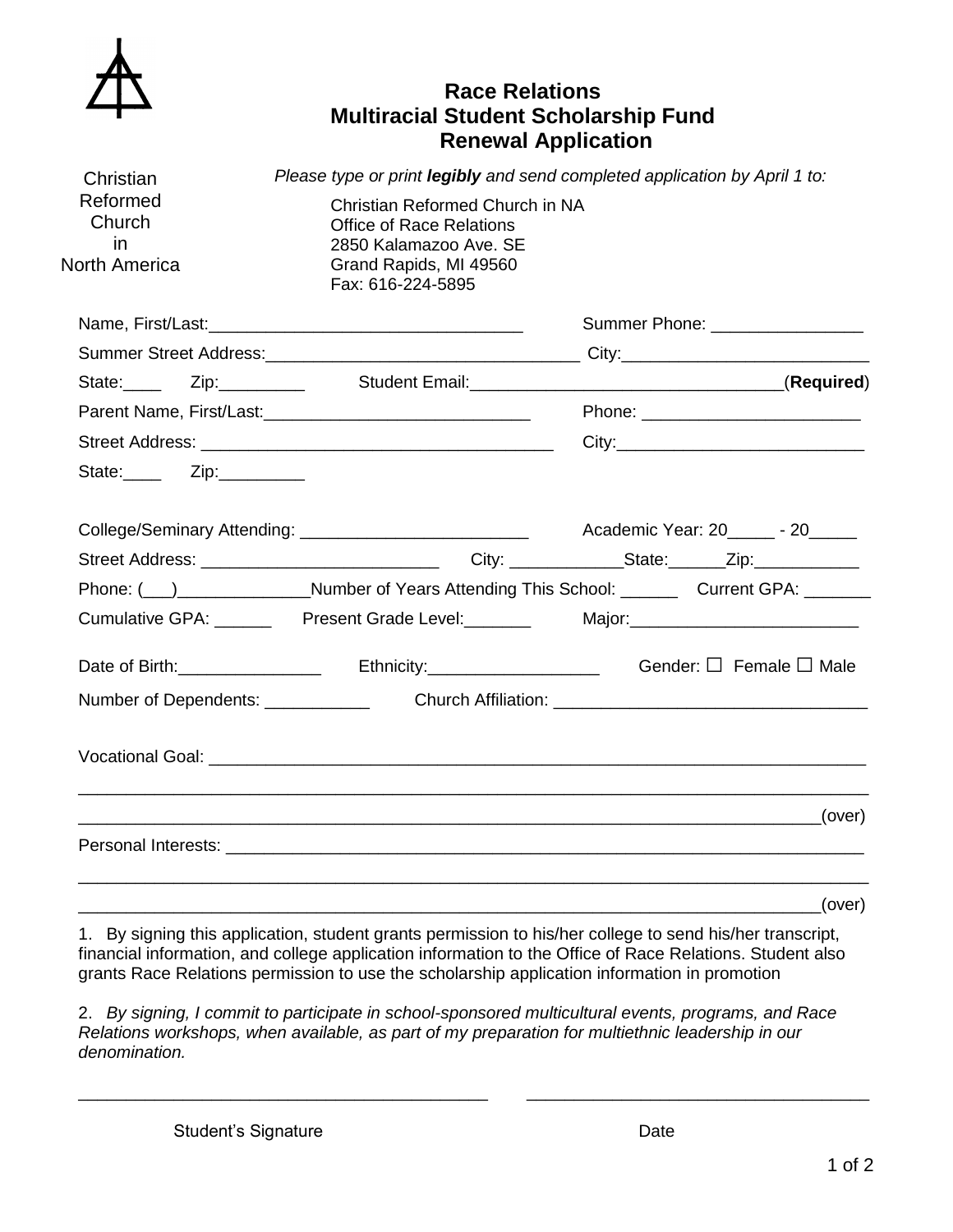Christian Reformed Church in North America

# Race Relations
# Multiracial Student Scholarship Fund
# Renewal Application

*Please type or print **legibly** and send completed application by April 1 to:*

Christian Reformed Church in NA
Office of Race Relations
2850 Kalamazoo Ave. SE
Grand Rapids, MI 49560
Fax: 616-224-5895

Name, First/Last:________________________________ Summer Phone: ________________

Summer Street Address:________________________________ City:__________________________

State:____ Zip:_________ Student Email:________________________________(**Required**)

Parent Name, First/Last:____________________________ Phone: _______________________

Street Address: _____________________________________ City:_________________________

State:____ Zip:_________

College/Seminary Attending: ________________________ Academic Year: 20_____ - 20_____

Street Address: ________________________ City: ____________State:______Zip:___________

Phone: (___)______________Number of Years Attending This School: ______ Current GPA: _______

Cumulative GPA: ______ Present Grade Level:_______ Major:________________________

Date of Birth:_______________ Ethnicity:__________________ Gender: ☐ Female ☐ Male

Number of Dependents: ___________ Church Affiliation: ________________________________

Vocational Goal: ________________________________________________________________________

_____________________________________________________________________________________

_____________________________________________________________________________(over)

Personal Interests: ______________________________________________________________________

_____________________________________________________________________________________

_____________________________________________________________________________(over)

1. By signing this application, student grants permission to his/her college to send his/her transcript, financial information, and college application information to the Office of Race Relations. Student also grants Race Relations permission to use the scholarship application information in promotion

2. *By signing, I commit to participate in school-sponsored multicultural events, programs, and Race Relations workshops, when available, as part of my preparation for multiethnic leadership in our denomination.*

___________________________________________ ___________________________________

Student's Signature Date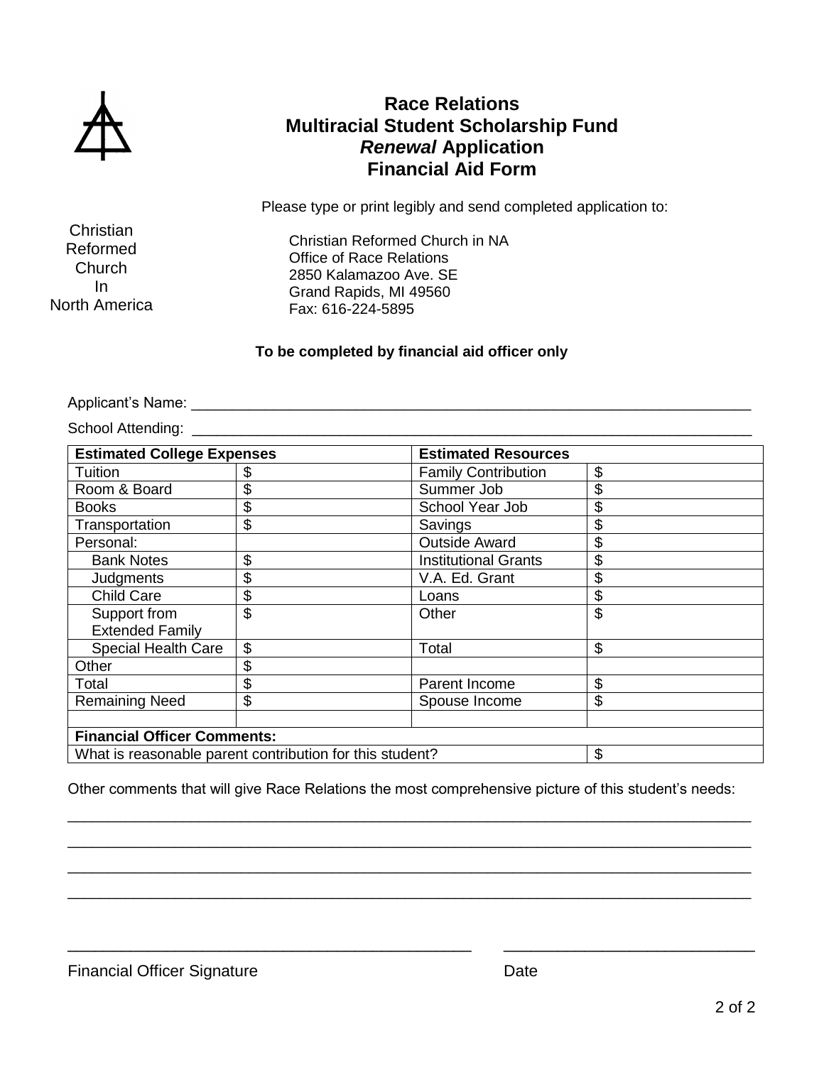# Race Relations
# Multiracial Student Scholarship Fund
# ***Renewal*** Application
# Financial Aid Form

Please type or print legibly and send completed application to:

Christian
Reformed
Church
In
North America

Christian Reformed Church in NA
Office of Race Relations
2850 Kalamazoo Ave. SE
Grand Rapids, MI 49560
Fax: 616-224-5895

**To be completed by financial aid officer only**

Applicant's Name: ___________________________________________________________________________

School Attending: ___________________________________________________________________________

| **Estimated College Expenses** | | **Estimated Resources** | |
|---|---|---|---|
| Tuition | $ | Family Contribution | $ |
| Room & Board | $ | Summer Job | $ |
| Books | $ | School Year Job | $ |
| Transportation | $ | Savings | $ |
| Personal: | | Outside Award | $ |
| Bank Notes | $ | Institutional Grants | $ |
| Judgments | $ | V.A. Ed. Grant | $ |
| Child Care | $ | Loans | $ |
| Support from Extended Family | $ | Other | $ |
| Special Health Care | $ | Total | $ |
| Other | $ | | |
| Total | $ | Parent Income | $ |
| Remaining Need | $ | Spouse Income | $ |
| | | | |
| **Financial Officer Comments:** | | | |
| What is reasonable parent contribution for this student? | | | $ |

Other comments that will give Race Relations the most comprehensive picture of this student's needs:

___________________________________________________________________________________________

___________________________________________________________________________________________

___________________________________________________________________________________________

___________________________________________________________________________________________

_______________________________________________ _____________________________

Financial Officer Signature Date